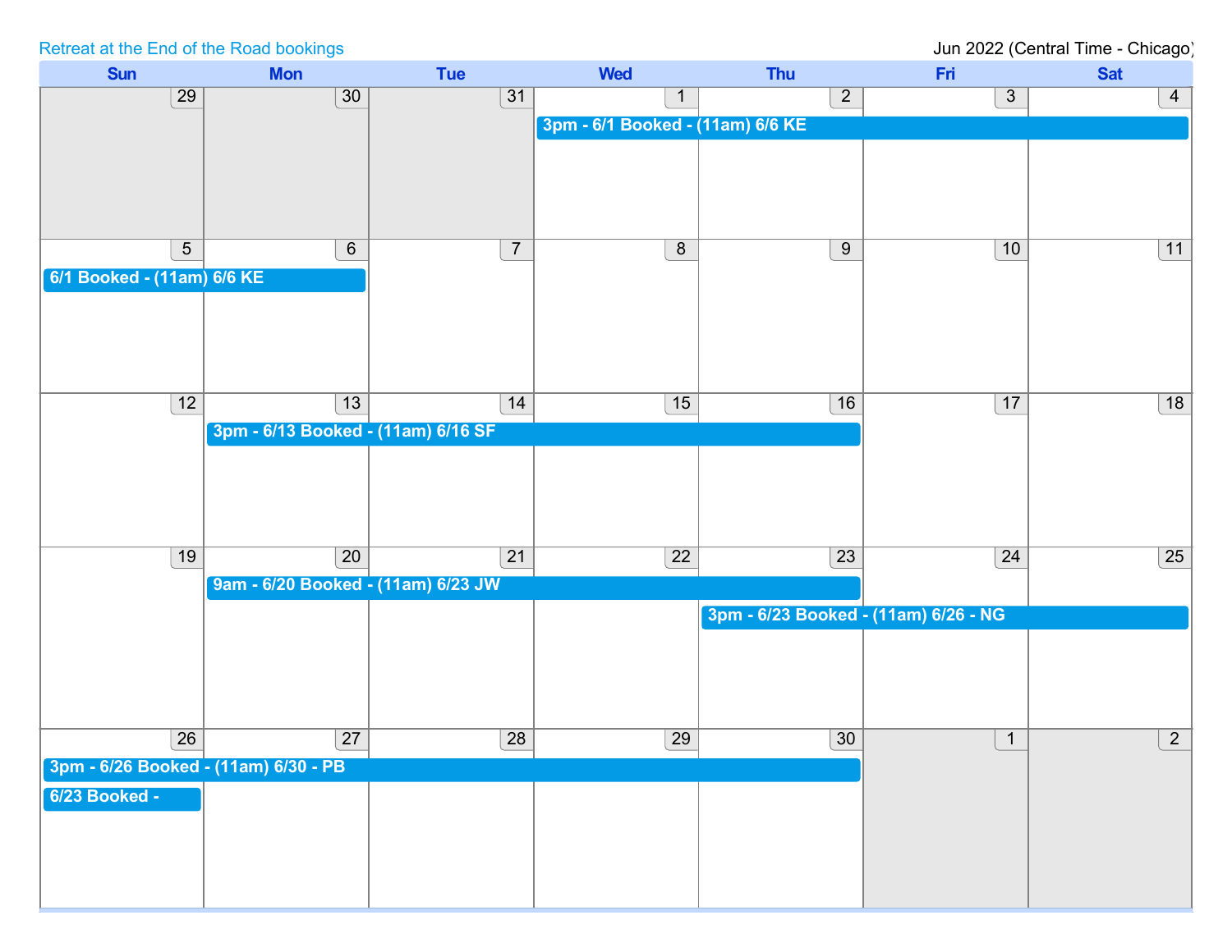Retreat at the End of the Road bookings

Jun 2022 (Central Time - Chicago)

| Sun | Mon | Tue | Wed | Thu | Fri | Sat |
|---|---|---|---|---|---|---|
| 29 | 30 | 31 | 1<br>3pm - 6/1 Booked - (11am) 6/6 KE | 2 | 3 | 4 |
| 5<br>6/1 Booked - (11am) 6/6 KE | 6 | 7 | 8 | 9 | 10 | 11 |
| 12 | 13<br>3pm - 6/13 Booked - (11am) 6/16 SF | 14 | 15 | 16 | 17 | 18 |
| 19 | 20<br>9am - 6/20 Booked - (11am) 6/23 JW | 21 | 22 | 23<br>3pm - 6/23 Booked - (11am) 6/26 - NG | 24 | 25 |
| 26<br>3pm - 6/26 Booked - (11am) 6/30 - PB<br>6/23 Booked - | 27 | 28 | 29 | 30 | 1 | 2 |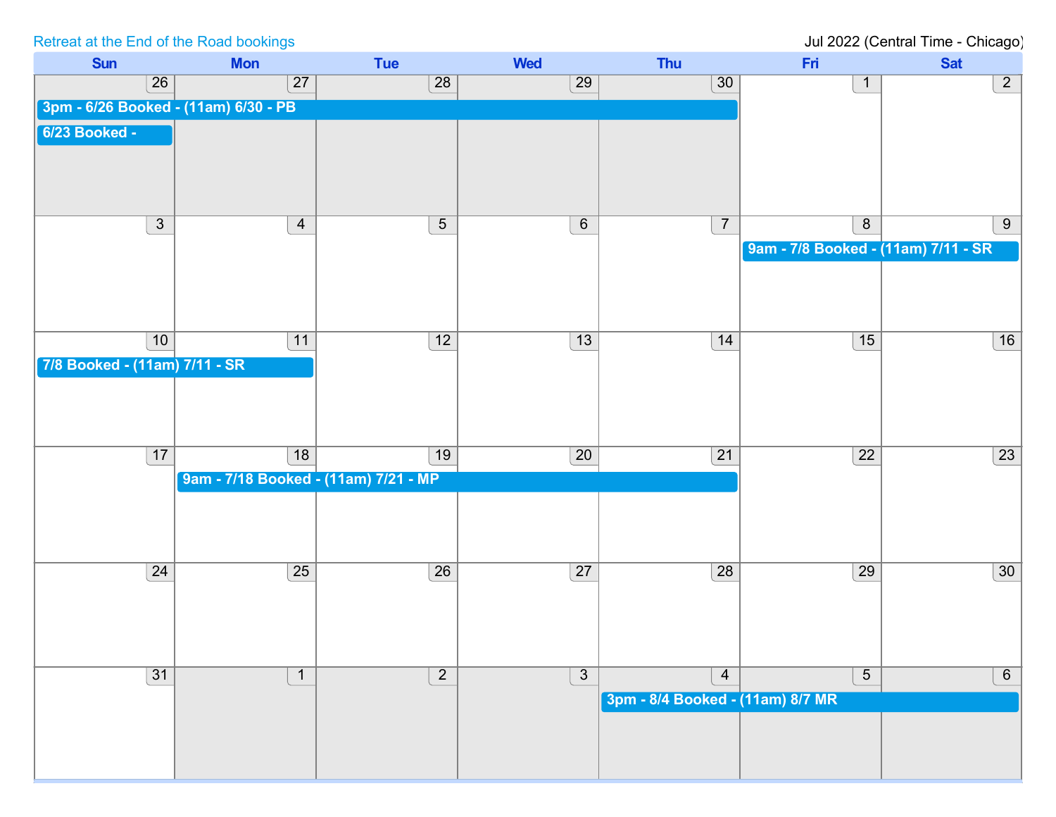Retreat at the End of the Road bookings

Jul 2022 (Central Time - Chicago)

| Sun | Mon | Tue | Wed | Thu | Fri | Sat |
|---|---|---|---|---|---|---|
| 26<br>3pm - 6/26 Booked - (11am) 6/30 - PB<br>6/23 Booked - | 27 | 28 | 29 | 30 | 1 | 2 |
| 3 | 4 | 5 | 6 | 7 | 8<br>9am - 7/8 Booked - (11am) 7/11 - SR | 9 |
| 10<br>7/8 Booked - (11am) 7/11 - SR | 11 | 12 | 13 | 14 | 15 | 16 |
| 17 | 18<br>9am - 7/18 Booked - (11am) 7/21 - MP | 19 | 20 | 21 | 22 | 23 |
| 24 | 25 | 26 | 27 | 28 | 29 | 30 |
| 31 | 1 | 2 | 3 | 4<br>3pm - 8/4 Booked - (11am) 8/7 MR | 5 | 6 |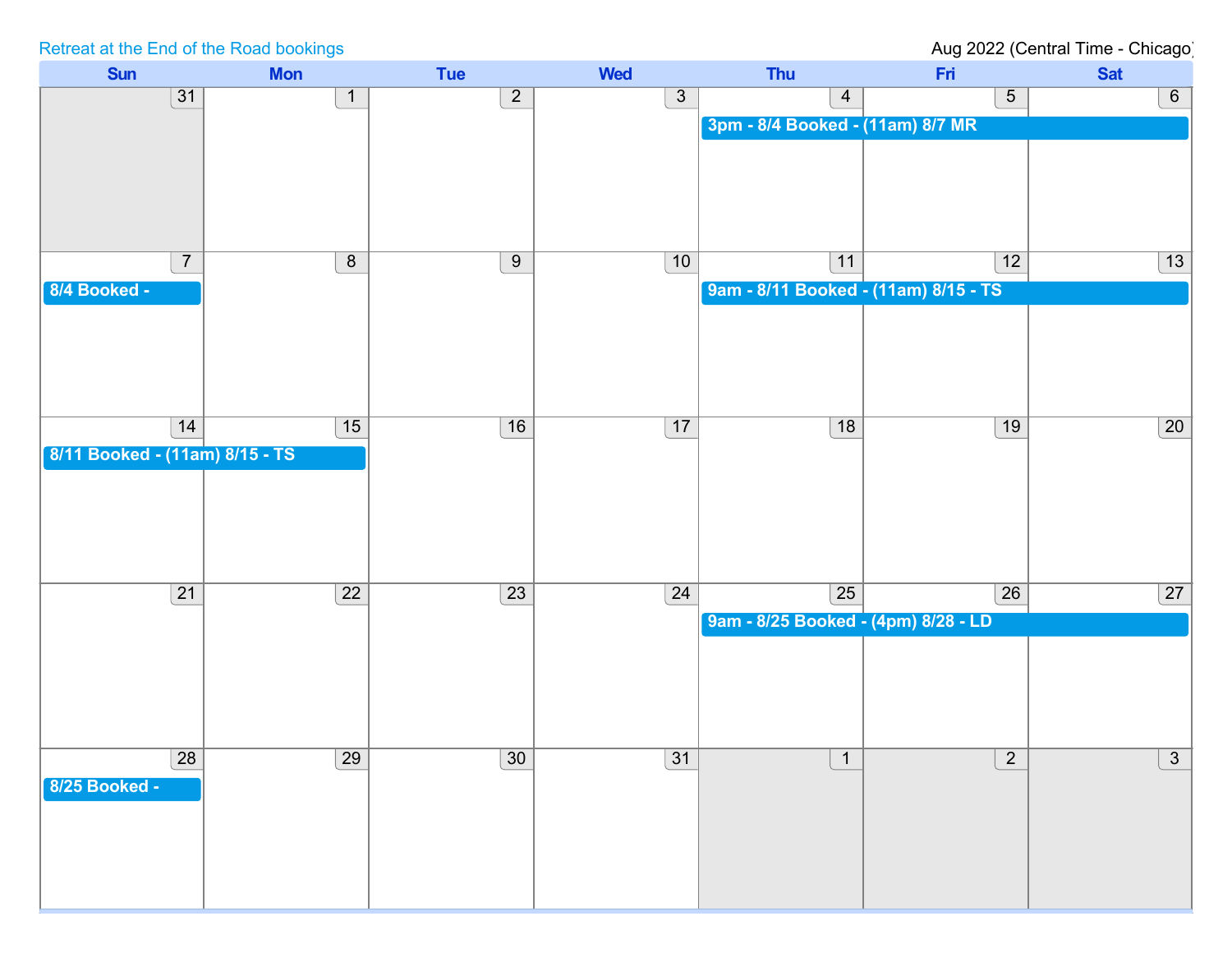Retreat at the End of the Road bookings

Aug 2022 (Central Time - Chicago)

| Sun | Mon | Tue | Wed | Thu | Fri | Sat |
|---|---|---|---|---|---|---|
| 31 | 1 | 2 | 3 | 4<br>3pm - 8/4 Booked - (11am) 8/7 MR | 5 | 6 |
| 7<br>8/4 Booked - | 8 | 9 | 10 | 11<br>9am - 8/11 Booked - (11am) 8/15 - TS | 12 | 13 |
| 14<br>8/11 Booked - (11am) 8/15 - TS | 15 | 16 | 17 | 18 | 19 | 20 |
| 21 | 22 | 23 | 24 | 25<br>9am - 8/25 Booked - (4pm) 8/28 - LD | 26 | 27 |
| 28<br>8/25 Booked - | 29 | 30 | 31 | 1 | 2 | 3 |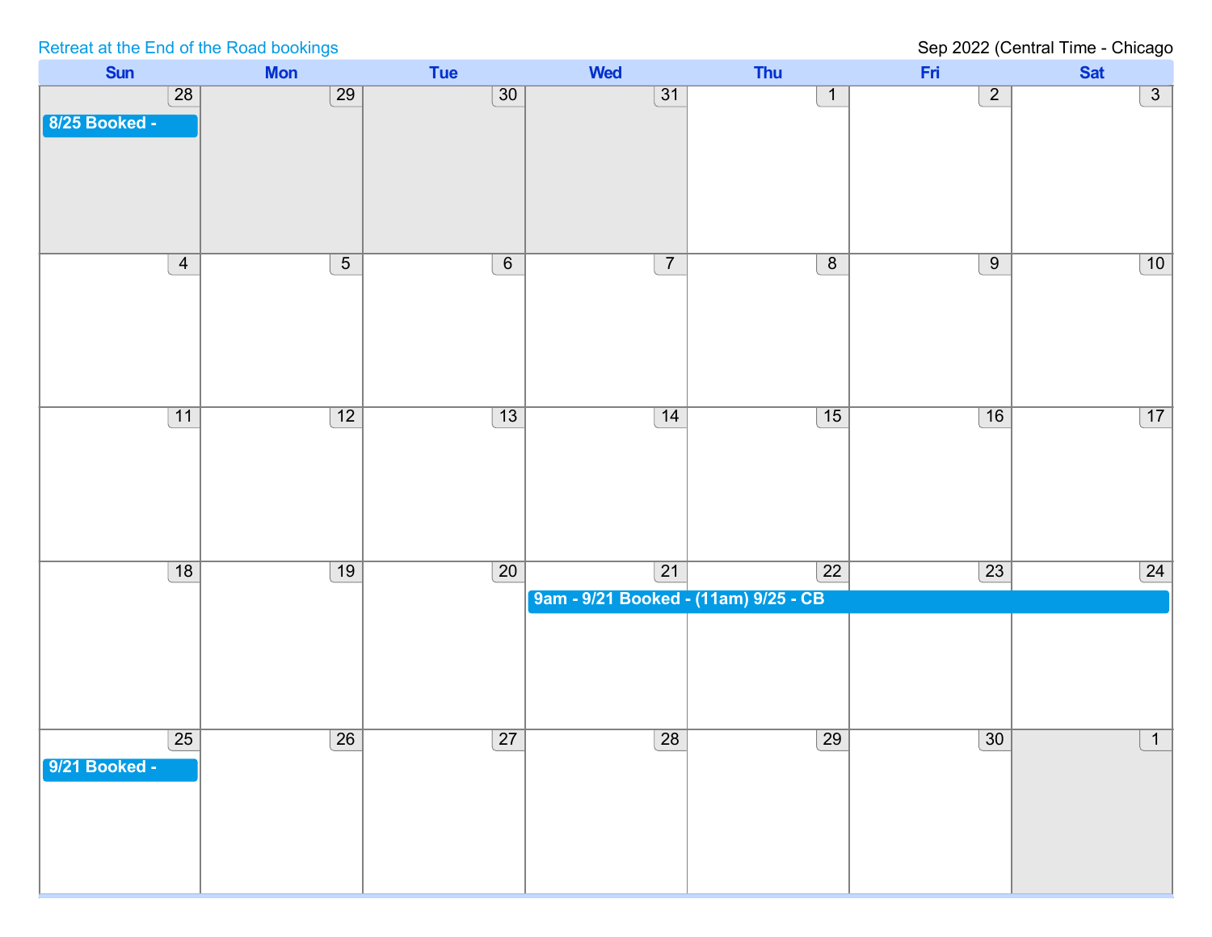Retreat at the End of the Road bookings

Sep 2022 (Central Time - Chicago

| Sun | Mon | Tue | Wed | Thu | Fri | Sat |
| --- | --- | --- | --- | --- | --- | --- |
| 28 8/25 Booked - | 29 | 30 | 31 | 1 | 2 | 3 |
| 4 | 5 | 6 | 7 | 8 | 9 | 10 |
| 11 | 12 | 13 | 14 | 15 | 16 | 17 |
| 18 | 19 | 20 | 21 9am - 9/21 Booked - (11am) 9/25 - CB | 22 | 23 | 24 |
| 25 9/21 Booked - | 26 | 27 | 28 | 29 | 30 | 1 |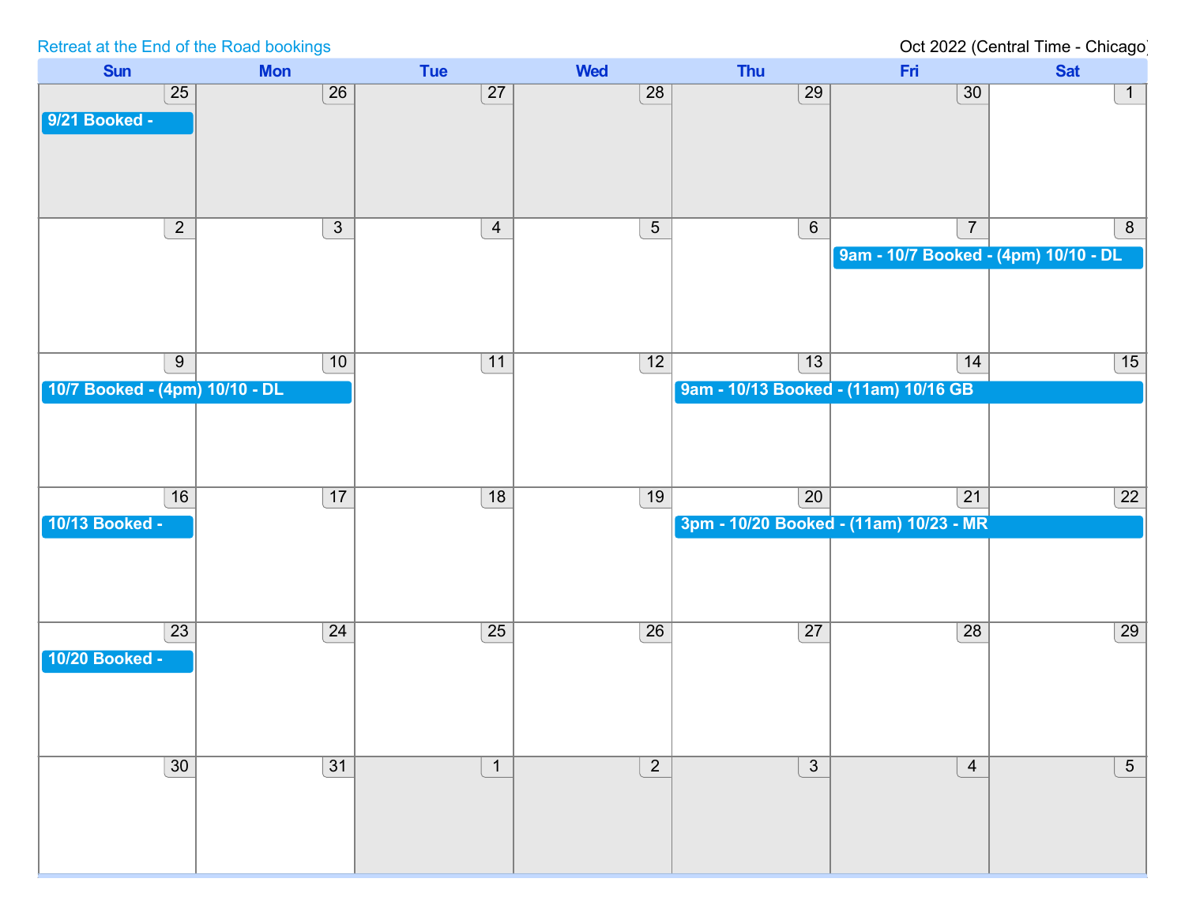Retreat at the End of the Road bookings

Oct 2022 (Central Time - Chicago)

| Sun | Mon | Tue | Wed | Thu | Fri | Sat |
|---|---|---|---|---|---|---|
| 25<br>9/21 Booked - | 26 | 27 | 28 | 29 | 30 | 1 |
| 2 | 3 | 4 | 5 | 6 | 7<br>9am - 10/7 Booked - (4pm) 10/10 - DL | 8 |
| 9<br>10/7 Booked - (4pm) 10/10 - DL | 10 | 11 | 12 | 13<br>9am - 10/13 Booked - (11am) 10/16 GB | 14 | 15 |
| 16<br>10/13 Booked - | 17 | 18 | 19 | 20<br>3pm - 10/20 Booked - (11am) 10/23 - MR | 21 | 22 |
| 23<br>10/20 Booked - | 24 | 25 | 26 | 27 | 28 | 29 |
| 30 | 31 | 1 | 2 | 3 | 4 | 5 |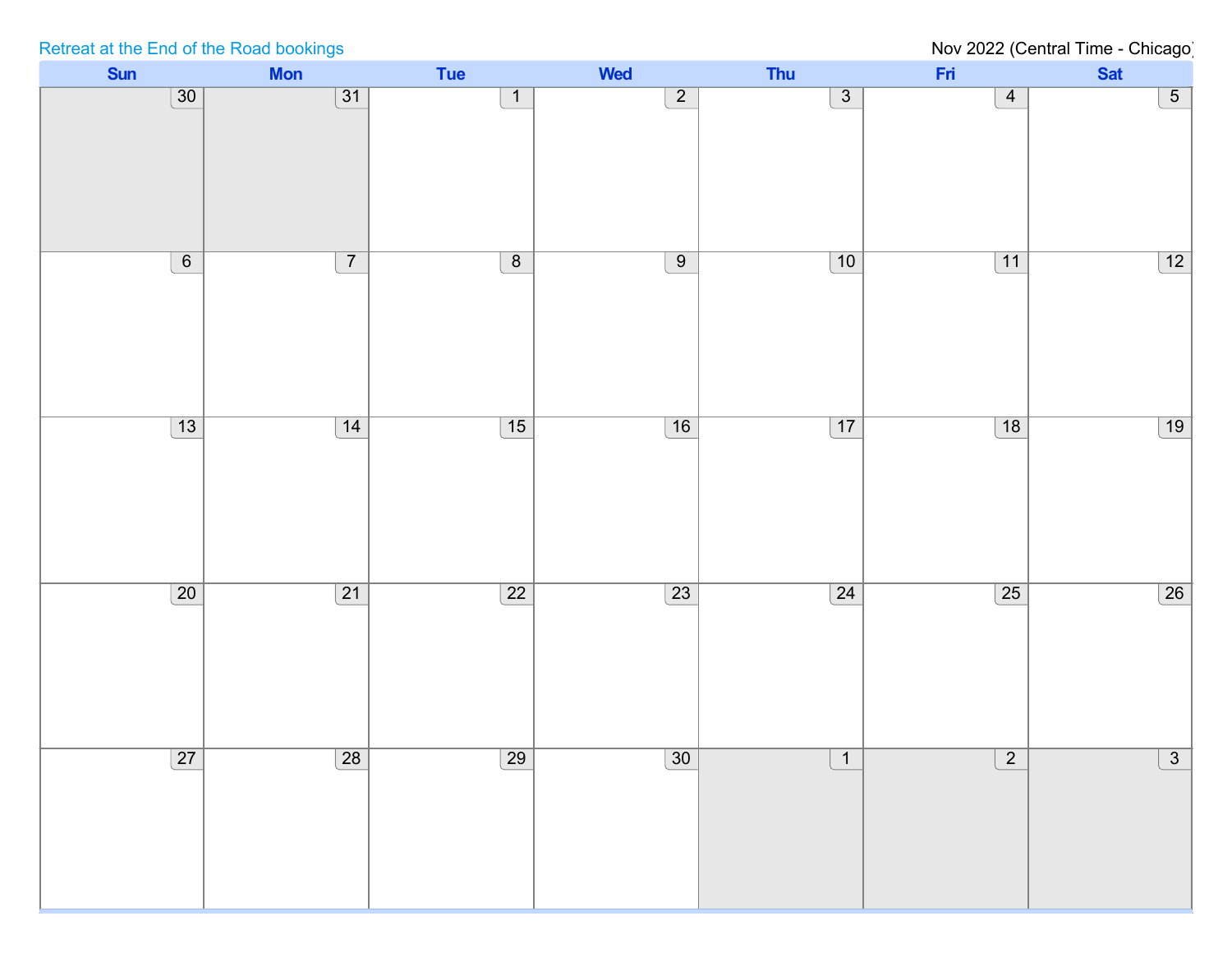Retreat at the End of the Road bookings

Nov 2022 (Central Time - Chicago)

| Sun | Mon | Tue | Wed | Thu | Fri | Sat |
|---|---|---|---|---|---|---|
| 30 | 31 | 1 | 2 | 3 | 4 | 5 |
| 6 | 7 | 8 | 9 | 10 | 11 | 12 |
| 13 | 14 | 15 | 16 | 17 | 18 | 19 |
| 20 | 21 | 22 | 23 | 24 | 25 | 26 |
| 27 | 28 | 29 | 30 | 1 | 2 | 3 |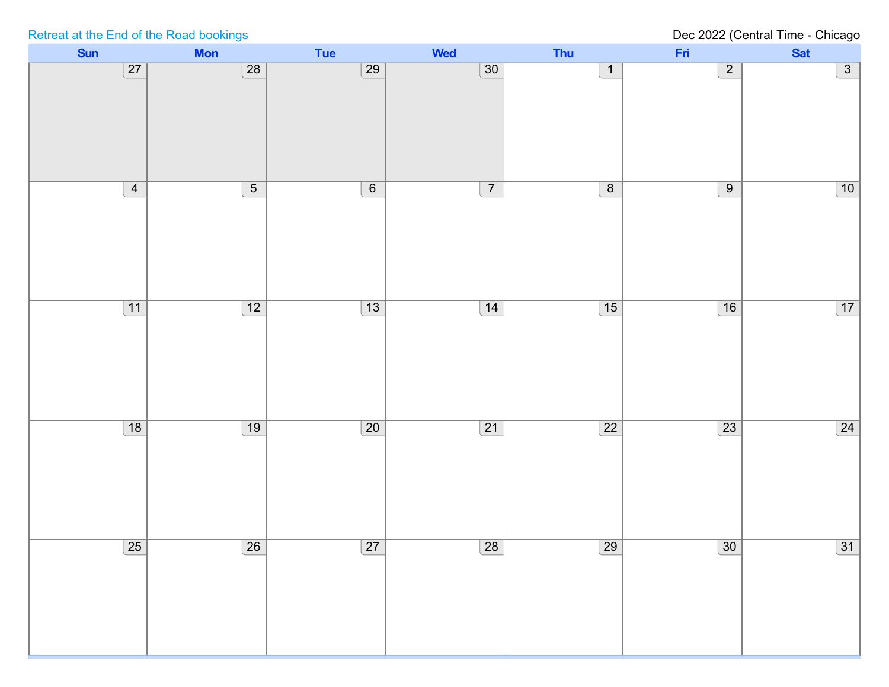Retreat at the End of the Road bookings

Dec 2022 (Central Time - Chicago

| Sun | Mon | Tue | Wed | Thu | Fri | Sat |
|---|---|---|---|---|---|---|
| 27 | 28 | 29 | 30 | 1 | 2 | 3 |
| 4 | 5 | 6 | 7 | 8 | 9 | 10 |
| 11 | 12 | 13 | 14 | 15 | 16 | 17 |
| 18 | 19 | 20 | 21 | 22 | 23 | 24 |
| 25 | 26 | 27 | 28 | 29 | 30 | 31 |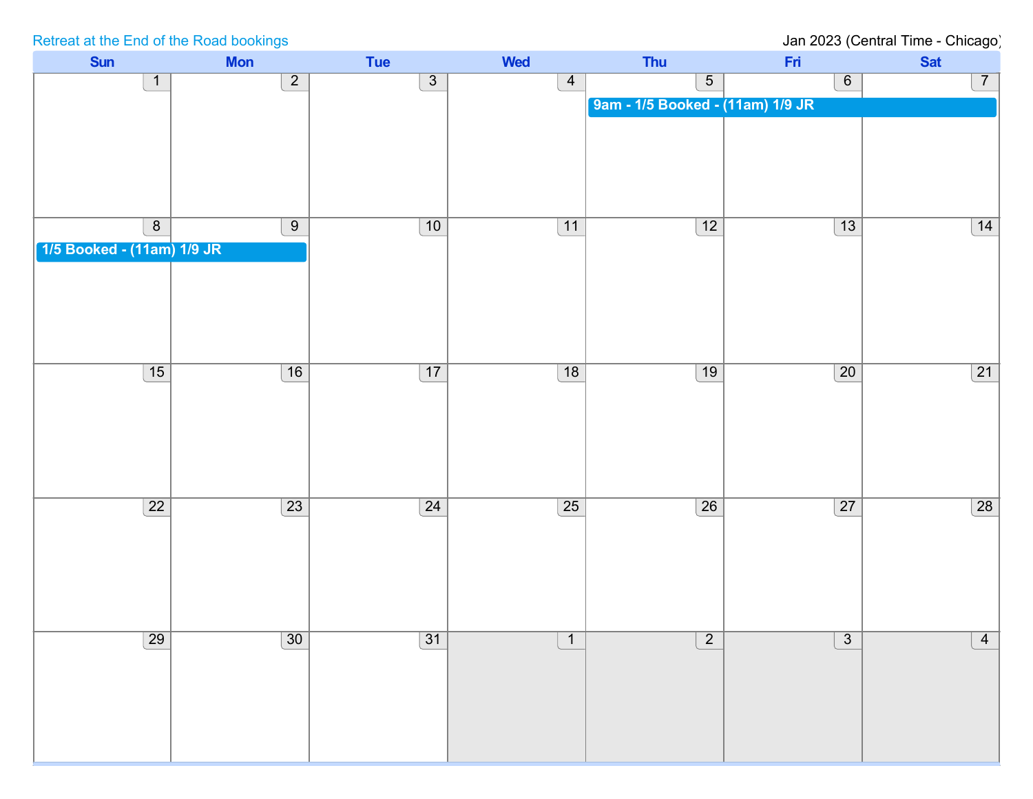Retreat at the End of the Road bookings

Jan 2023 (Central Time - Chicago)

| Sun | Mon | Tue | Wed | Thu | Fri | Sat |
|---|---|---|---|---|---|---|
| 1 | 2 | 3 | 4 | 5<br>9am - 1/5 Booked - (11am) 1/9 JR | 6 | 7 |
| 8<br>1/5 Booked - (11am) 1/9 JR | 9 | 10 | 11 | 12 | 13 | 14 |
| 15 | 16 | 17 | 18 | 19 | 20 | 21 |
| 22 | 23 | 24 | 25 | 26 | 27 | 28 |
| 29 | 30 | 31 | 1 | 2 | 3 | 4 |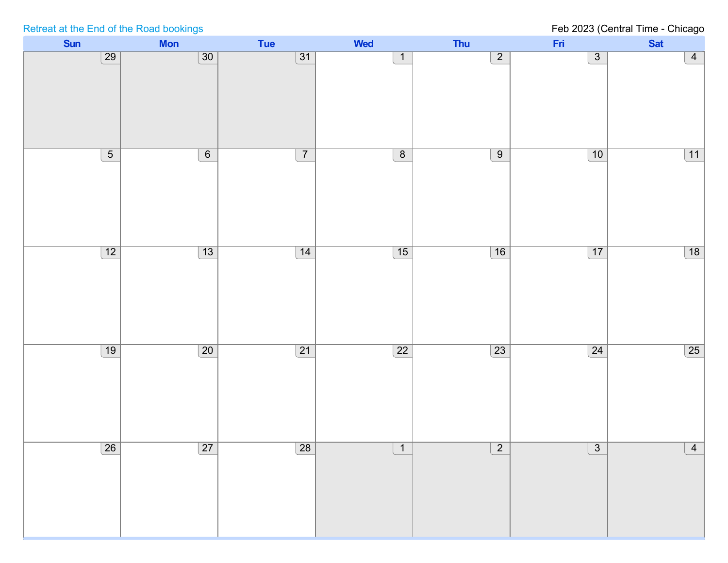Retreat at the End of the Road bookings

Feb 2023 (Central Time - Chicago

| Sun | Mon | Tue | Wed | Thu | Fri | Sat |
|---|---|---|---|---|---|---|
| 29 | 30 | 31 | 1 | 2 | 3 | 4 |
| 5 | 6 | 7 | 8 | 9 | 10 | 11 |
| 12 | 13 | 14 | 15 | 16 | 17 | 18 |
| 19 | 20 | 21 | 22 | 23 | 24 | 25 |
| 26 | 27 | 28 | 1 | 2 | 3 | 4 |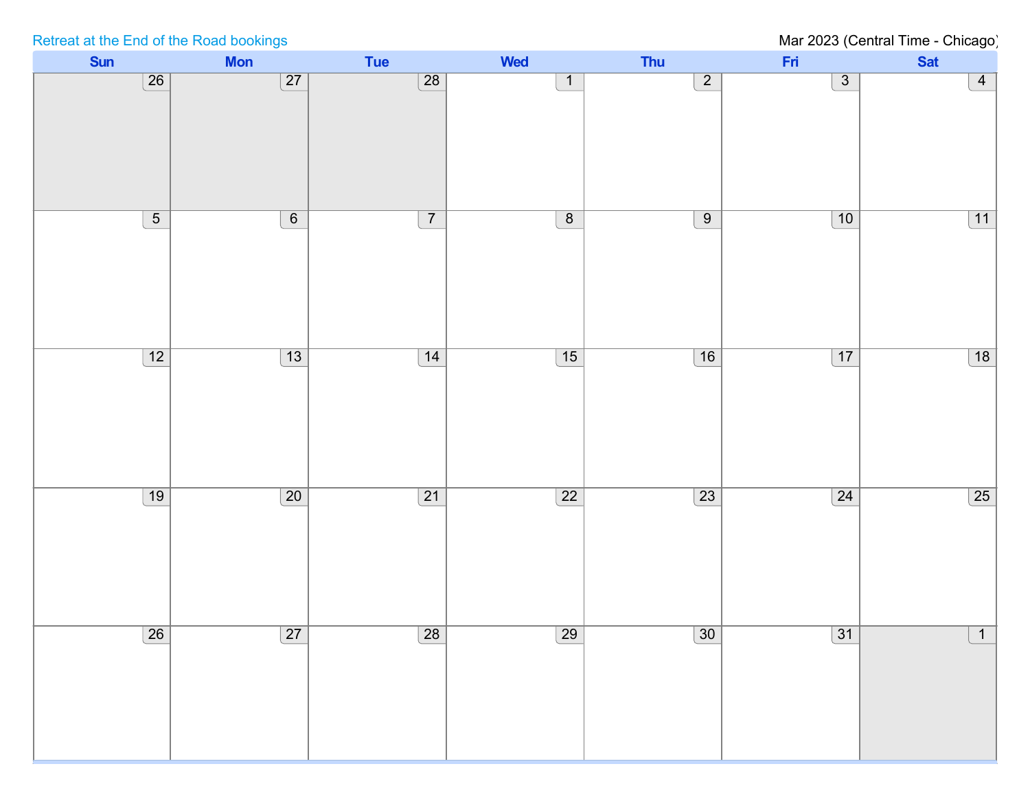Retreat at the End of the Road bookings

Mar 2023 (Central Time - Chicago)

| Sun | Mon | Tue | Wed | Thu | Fri | Sat |
|---|---|---|---|---|---|---|
| 26 | 27 | 28 | 1 | 2 | 3 | 4 |
| 5 | 6 | 7 | 8 | 9 | 10 | 11 |
| 12 | 13 | 14 | 15 | 16 | 17 | 18 |
| 19 | 20 | 21 | 22 | 23 | 24 | 25 |
| 26 | 27 | 28 | 29 | 30 | 31 | 1 |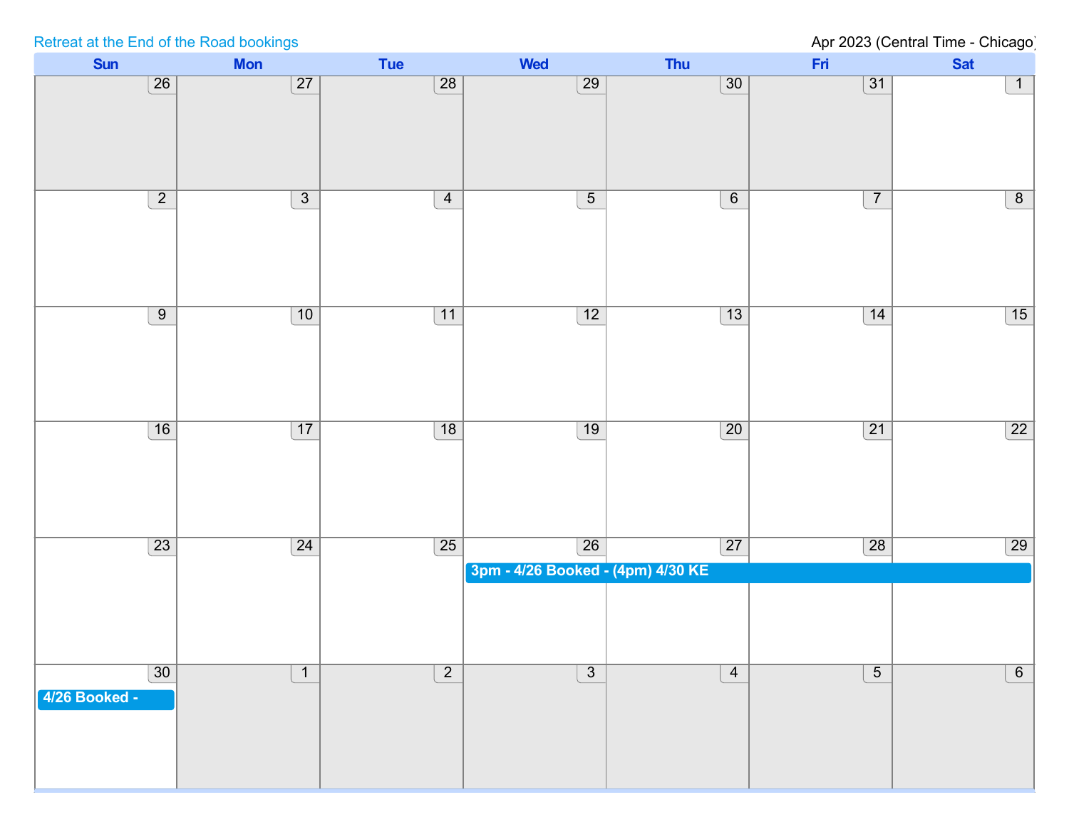Retreat at the End of the Road bookings

Apr 2023 (Central Time - Chicago)

| Sun | Mon | Tue | Wed | Thu | Fri | Sat |
|---|---|---|---|---|---|---|
| 26 | 27 | 28 | 29 | 30 | 31 | 1 |
| 2 | 3 | 4 | 5 | 6 | 7 | 8 |
| 9 | 10 | 11 | 12 | 13 | 14 | 15 |
| 16 | 17 | 18 | 19 | 20 | 21 | 22 |
| 23 | 24 | 25 | 26 3pm - 4/26 Booked - (4pm) 4/30 KE | 27 | 28 | 29 |
| 30 4/26 Booked - | 1 | 2 | 3 | 4 | 5 | 6 |